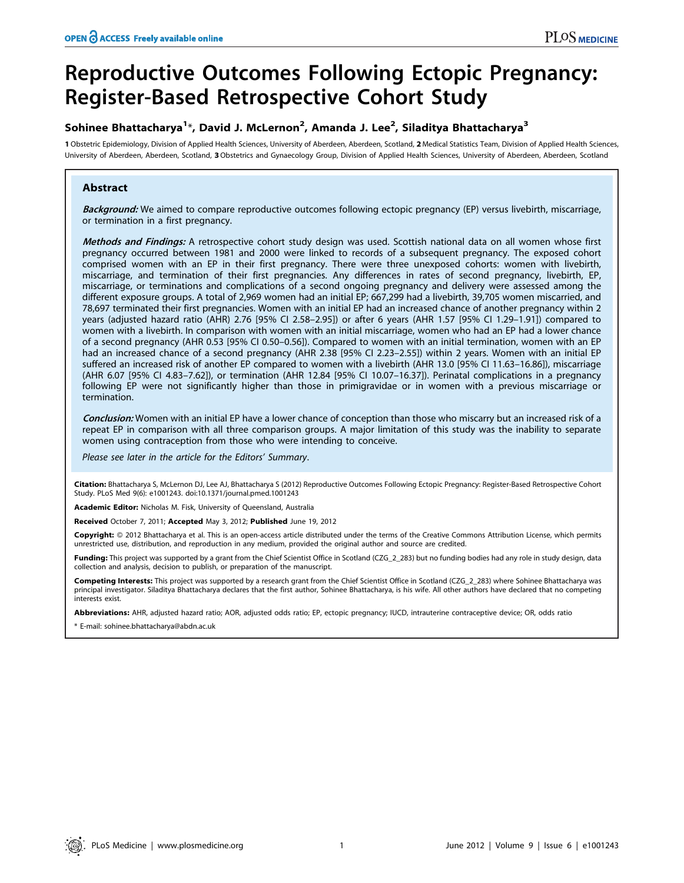# Reproductive Outcomes Following Ectopic Pregnancy: Register-Based Retrospective Cohort Study

**Sohinee Bhattacharya[1]*, David J. McLernon[2], Amanda J. Lee[2], Siladitya Bhattacharya[3]**

1 Obstetric Epidemiology, Division of Applied Health Sciences, University of Aberdeen, Aberdeen, Scotland, 2 Medical Statistics Team, Division of Applied Health Sciences, University of Aberdeen, Aberdeen, Scotland, 3 Obstetrics and Gynaecology Group, Division of Applied Health Sciences, University of Aberdeen, Aberdeen, Scotland

## Abstract

***Background:*** We aimed to compare reproductive outcomes following ectopic pregnancy (EP) versus livebirth, miscarriage, or termination in a first pregnancy.

***Methods and Findings:*** A retrospective cohort study design was used. Scottish national data on all women whose first pregnancy occurred between 1981 and 2000 were linked to records of a subsequent pregnancy. The exposed cohort comprised women with an EP in their first pregnancy. There were three unexposed cohorts: women with livebirth, miscarriage, and termination of their first pregnancies. Any differences in rates of second pregnancy, livebirth, EP, miscarriage, or terminations and complications of a second ongoing pregnancy and delivery were assessed among the different exposure groups. A total of 2,969 women had an initial EP; 667,299 had a livebirth, 39,705 women miscarried, and 78,697 terminated their first pregnancies. Women with an initial EP had an increased chance of another pregnancy within 2 years (adjusted hazard ratio (AHR) 2.76 [95% CI 2.58–2.95]) or after 6 years (AHR 1.57 [95% CI 1.29–1.91]) compared to women with a livebirth. In comparison with women with an initial miscarriage, women who had an EP had a lower chance of a second pregnancy (AHR 0.53 [95% CI 0.50–0.56]). Compared to women with an initial termination, women with an EP had an increased chance of a second pregnancy (AHR 2.38 [95% CI 2.23–2.55]) within 2 years. Women with an initial EP suffered an increased risk of another EP compared to women with a livebirth (AHR 13.0 [95% CI 11.63–16.86]), miscarriage (AHR 6.07 [95% CI 4.83–7.62]), or termination (AHR 12.84 [95% CI 10.07–16.37]). Perinatal complications in a pregnancy following EP were not significantly higher than those in primigravidae or in women with a previous miscarriage or termination.

***Conclusion:*** Women with an initial EP have a lower chance of conception than those who miscarry but an increased risk of a repeat EP in comparison with all three comparison groups. A major limitation of this study was the inability to separate women using contraception from those who were intending to conceive.

*Please see later in the article for the Editors' Summary.*

**Citation:** Bhattacharya S, McLernon DJ, Lee AJ, Bhattacharya S (2012) Reproductive Outcomes Following Ectopic Pregnancy: Register-Based Retrospective Cohort Study. PLoS Med 9(6): e1001243. doi:10.1371/journal.pmed.1001243

**Academic Editor:** Nicholas M. Fisk, University of Queensland, Australia

**Received** October 7, 2011; **Accepted** May 3, 2012; **Published** June 19, 2012

**Copyright:** © 2012 Bhattacharya et al. This is an open-access article distributed under the terms of the Creative Commons Attribution License, which permits unrestricted use, distribution, and reproduction in any medium, provided the original author and source are credited.

**Funding:** This project was supported by a grant from the Chief Scientist Office in Scotland (CZG_2_283) but no funding bodies had any role in study design, data collection and analysis, decision to publish, or preparation of the manuscript.

**Competing Interests:** This project was supported by a research grant from the Chief Scientist Office in Scotland (CZG_2_283) where Sohinee Bhattacharya was principal investigator. Siladitya Bhattacharya declares that the first author, Sohinee Bhattacharya, is his wife. All other authors have declared that no competing interests exist.

**Abbreviations:** AHR, adjusted hazard ratio; AOR, adjusted odds ratio; EP, ectopic pregnancy; IUCD, intrauterine contraceptive device; OR, odds ratio

* E-mail: sohinee.bhattacharya@abdn.ac.uk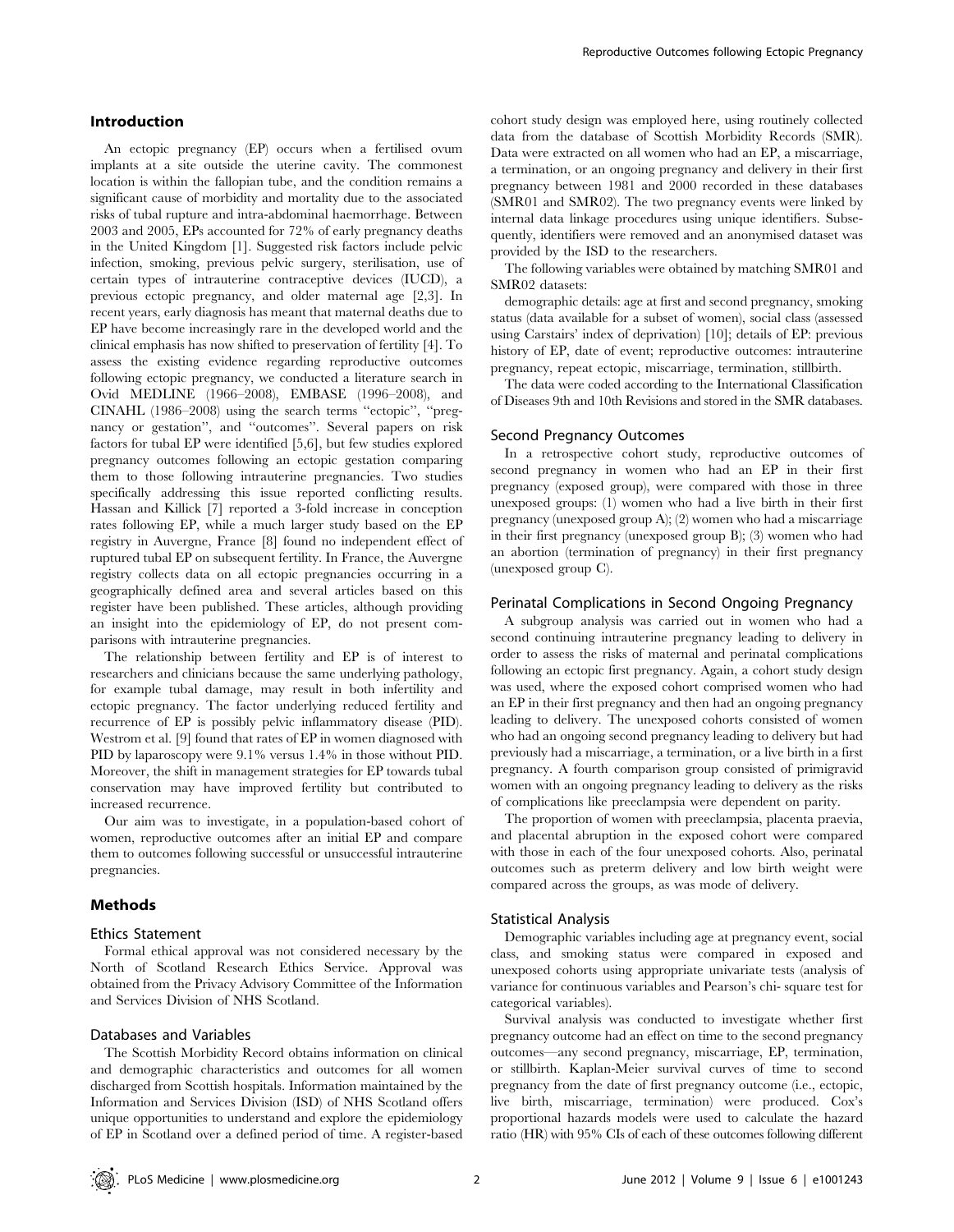## Introduction

An ectopic pregnancy (EP) occurs when a fertilised ovum implants at a site outside the uterine cavity. The commonest location is within the fallopian tube, and the condition remains a significant cause of morbidity and mortality due to the associated risks of tubal rupture and intra-abdominal haemorrhage. Between 2003 and 2005, EPs accounted for 72% of early pregnancy deaths in the United Kingdom [1]. Suggested risk factors include pelvic infection, smoking, previous pelvic surgery, sterilisation, use of certain types of intrauterine contraceptive devices (IUCD), a previous ectopic pregnancy, and older maternal age [2,3]. In recent years, early diagnosis has meant that maternal deaths due to EP have become increasingly rare in the developed world and the clinical emphasis has now shifted to preservation of fertility [4]. To assess the existing evidence regarding reproductive outcomes following ectopic pregnancy, we conducted a literature search in Ovid MEDLINE (1966–2008), EMBASE (1996–2008), and CINAHL (1986–2008) using the search terms "ectopic", "pregnancy or gestation", and "outcomes". Several papers on risk factors for tubal EP were identified [5,6], but few studies explored pregnancy outcomes following an ectopic gestation comparing them to those following intrauterine pregnancies. Two studies specifically addressing this issue reported conflicting results. Hassan and Killick [7] reported a 3-fold increase in conception rates following EP, while a much larger study based on the EP registry in Auvergne, France [8] found no independent effect of ruptured tubal EP on subsequent fertility. In France, the Auvergne registry collects data on all ectopic pregnancies occurring in a geographically defined area and several articles based on this register have been published. These articles, although providing an insight into the epidemiology of EP, do not present comparisons with intrauterine pregnancies.

The relationship between fertility and EP is of interest to researchers and clinicians because the same underlying pathology, for example tubal damage, may result in both infertility and ectopic pregnancy. The factor underlying reduced fertility and recurrence of EP is possibly pelvic inflammatory disease (PID). Westrom et al. [9] found that rates of EP in women diagnosed with PID by laparoscopy were 9.1% versus 1.4% in those without PID. Moreover, the shift in management strategies for EP towards tubal conservation may have improved fertility but contributed to increased recurrence.

Our aim was to investigate, in a population-based cohort of women, reproductive outcomes after an initial EP and compare them to outcomes following successful or unsuccessful intrauterine pregnancies.

## Methods

### Ethics Statement

Formal ethical approval was not considered necessary by the North of Scotland Research Ethics Service. Approval was obtained from the Privacy Advisory Committee of the Information and Services Division of NHS Scotland.

### Databases and Variables

The Scottish Morbidity Record obtains information on clinical and demographic characteristics and outcomes for all women discharged from Scottish hospitals. Information maintained by the Information and Services Division (ISD) of NHS Scotland offers unique opportunities to understand and explore the epidemiology of EP in Scotland over a defined period of time. A register-based cohort study design was employed here, using routinely collected data from the database of Scottish Morbidity Records (SMR). Data were extracted on all women who had an EP, a miscarriage, a termination, or an ongoing pregnancy and delivery in their first pregnancy between 1981 and 2000 recorded in these databases (SMR01 and SMR02). The two pregnancy events were linked by internal data linkage procedures using unique identifiers. Subsequently, identifiers were removed and an anonymised dataset was provided by the ISD to the researchers.

The following variables were obtained by matching SMR01 and SMR02 datasets:

demographic details: age at first and second pregnancy, smoking status (data available for a subset of women), social class (assessed using Carstairs' index of deprivation) [10]; details of EP: previous history of EP, date of event; reproductive outcomes: intrauterine pregnancy, repeat ectopic, miscarriage, termination, stillbirth.

The data were coded according to the International Classification of Diseases 9th and 10th Revisions and stored in the SMR databases.

### Second Pregnancy Outcomes

In a retrospective cohort study, reproductive outcomes of second pregnancy in women who had an EP in their first pregnancy (exposed group), were compared with those in three unexposed groups: (1) women who had a live birth in their first pregnancy (unexposed group A); (2) women who had a miscarriage in their first pregnancy (unexposed group B); (3) women who had an abortion (termination of pregnancy) in their first pregnancy (unexposed group C).

### Perinatal Complications in Second Ongoing Pregnancy

A subgroup analysis was carried out in women who had a second continuing intrauterine pregnancy leading to delivery in order to assess the risks of maternal and perinatal complications following an ectopic first pregnancy. Again, a cohort study design was used, where the exposed cohort comprised women who had an EP in their first pregnancy and then had an ongoing pregnancy leading to delivery. The unexposed cohorts consisted of women who had an ongoing second pregnancy leading to delivery but had previously had a miscarriage, a termination, or a live birth in a first pregnancy. A fourth comparison group consisted of primigravid women with an ongoing pregnancy leading to delivery as the risks of complications like preeclampsia were dependent on parity.

The proportion of women with preeclampsia, placenta praevia, and placental abruption in the exposed cohort were compared with those in each of the four unexposed cohorts. Also, perinatal outcomes such as preterm delivery and low birth weight were compared across the groups, as was mode of delivery.

### Statistical Analysis

Demographic variables including age at pregnancy event, social class, and smoking status were compared in exposed and unexposed cohorts using appropriate univariate tests (analysis of variance for continuous variables and Pearson's chi- square test for categorical variables).

Survival analysis was conducted to investigate whether first pregnancy outcome had an effect on time to the second pregnancy outcomes—any second pregnancy, miscarriage, EP, termination, or stillbirth. Kaplan-Meier survival curves of time to second pregnancy from the date of first pregnancy outcome (i.e., ectopic, live birth, miscarriage, termination) were produced. Cox's proportional hazards models were used to calculate the hazard ratio (HR) with 95% CIs of each of these outcomes following different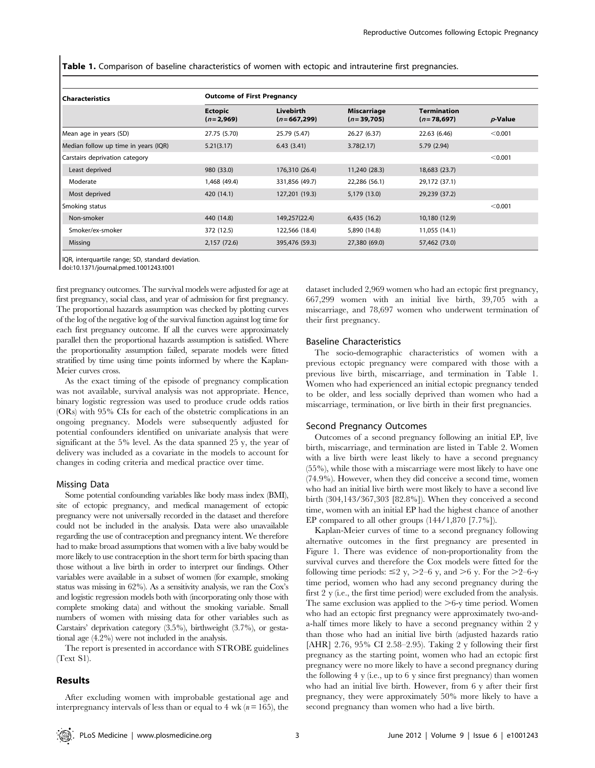**Table 1.** Comparison of baseline characteristics of women with ectopic and intrauterine first pregnancies.

| Characteristics | Outcome of First Pregnancy | | | | |
|---|---|---|---|---|---|
| | Ectopic ($n = 2{,}969$) | Livebirth ($n = 667{,}299$) | Miscarriage ($n = 39{,}705$) | Termination ($n = 78{,}697$) | *p*-Value |
| Mean age in years (SD) | 27.75 (5.70) | 25.79 (5.47) | 26.27 (6.37) | 22.63 (6.46) | <0.001 |
| Median follow up time in years (IQR) | 5.21(3.17) | 6.43 (3.41) | 3.78(2.17) | 5.79 (2.94) | |
| Carstairs deprivation category | | | | | <0.001 |
| Least deprived | 980 (33.0) | 176,310 (26.4) | 11,240 (28.3) | 18,683 (23.7) | |
| Moderate | 1,468 (49.4) | 331,856 (49.7) | 22,286 (56.1) | 29,172 (37.1) | |
| Most deprived | 420 (14.1) | 127,201 (19.3) | 5,179 (13.0) | 29,239 (37.2) | |
| Smoking status | | | | | <0.001 |
| Non-smoker | 440 (14.8) | 149,257(22.4) | 6,435 (16.2) | 10,180 (12.9) | |
| Smoker/ex-smoker | 372 (12.5) | 122,566 (18.4) | 5,890 (14.8) | 11,055 (14.1) | |
| Missing | 2,157 (72.6) | 395,476 (59.3) | 27,380 (69.0) | 57,462 (73.0) | |

IQR, interquartile range; SD, standard deviation.
doi:10.1371/journal.pmed.1001243.t001

first pregnancy outcomes. The survival models were adjusted for age at first pregnancy, social class, and year of admission for first pregnancy. The proportional hazards assumption was checked by plotting curves of the log of the negative log of the survival function against log time for each first pregnancy outcome. If all the curves were approximately parallel then the proportional hazards assumption is satisfied. Where the proportionality assumption failed, separate models were fitted stratified by time using time points informed by where the Kaplan-Meier curves cross.

As the exact timing of the episode of pregnancy complication was not available, survival analysis was not appropriate. Hence, binary logistic regression was used to produce crude odds ratios (ORs) with 95% CIs for each of the obstetric complications in an ongoing pregnancy. Models were subsequently adjusted for potential confounders identified on univariate analysis that were significant at the 5% level. As the data spanned 25 y, the year of delivery was included as a covariate in the models to account for changes in coding criteria and medical practice over time.

### Missing Data

Some potential confounding variables like body mass index (BMI), site of ectopic pregnancy, and medical management of ectopic pregnancy were not universally recorded in the dataset and therefore could not be included in the analysis. Data were also unavailable regarding the use of contraception and pregnancy intent. We therefore had to make broad assumptions that women with a live baby would be more likely to use contraception in the short term for birth spacing than those without a live birth in order to interpret our findings. Other variables were available in a subset of women (for example, smoking status was missing in 62%). As a sensitivity analysis, we ran the Cox's and logistic regression models both with (incorporating only those with complete smoking data) and without the smoking variable. Small numbers of women with missing data for other variables such as Carstairs' deprivation category (3.5%), birthweight (3.7%), or gestational age (4.2%) were not included in the analysis.

The report is presented in accordance with STROBE guidelines (Text S1).

## Results

After excluding women with improbable gestational age and interpregnancy intervals of less than or equal to 4 wk ($n = 165$), the dataset included 2,969 women who had an ectopic first pregnancy, 667,299 women with an initial live birth, 39,705 with a miscarriage, and 78,697 women who underwent termination of their first pregnancy.

### Baseline Characteristics

The socio-demographic characteristics of women with a previous ectopic pregnancy were compared with those with a previous live birth, miscarriage, and termination in Table 1. Women who had experienced an initial ectopic pregnancy tended to be older, and less socially deprived than women who had a miscarriage, termination, or live birth in their first pregnancies.

### Second Pregnancy Outcomes

Outcomes of a second pregnancy following an initial EP, live birth, miscarriage, and termination are listed in Table 2. Women with a live birth were least likely to have a second pregnancy (55%), while those with a miscarriage were most likely to have one (74.9%). However, when they did conceive a second time, women who had an initial live birth were most likely to have a second live birth (304,143/367,303 [82.8%]). When they conceived a second time, women with an initial EP had the highest chance of another EP compared to all other groups (144/1,870 [7.7%]).

Kaplan-Meier curves of time to a second pregnancy following alternative outcomes in the first pregnancy are presented in Figure 1. There was evidence of non-proportionality from the survival curves and therefore the Cox models were fitted for the following time periods: $\leq$2 y, >2–6 y, and >6 y. For the >2–6-y time period, women who had any second pregnancy during the first 2 y (i.e., the first time period) were excluded from the analysis. The same exclusion was applied to the >6-y time period. Women who had an ectopic first pregnancy were approximately two-and-a-half times more likely to have a second pregnancy within 2 y than those who had an initial live birth (adjusted hazards ratio [AHR] 2.76, 95% CI 2.58–2.95). Taking 2 y following their first pregnancy as the starting point, women who had an ectopic first pregnancy were no more likely to have a second pregnancy during the following 4 y (i.e., up to 6 y since first pregnancy) than women who had an initial live birth. However, from 6 y after their first pregnancy, they were approximately 50% more likely to have a second pregnancy than women who had a live birth.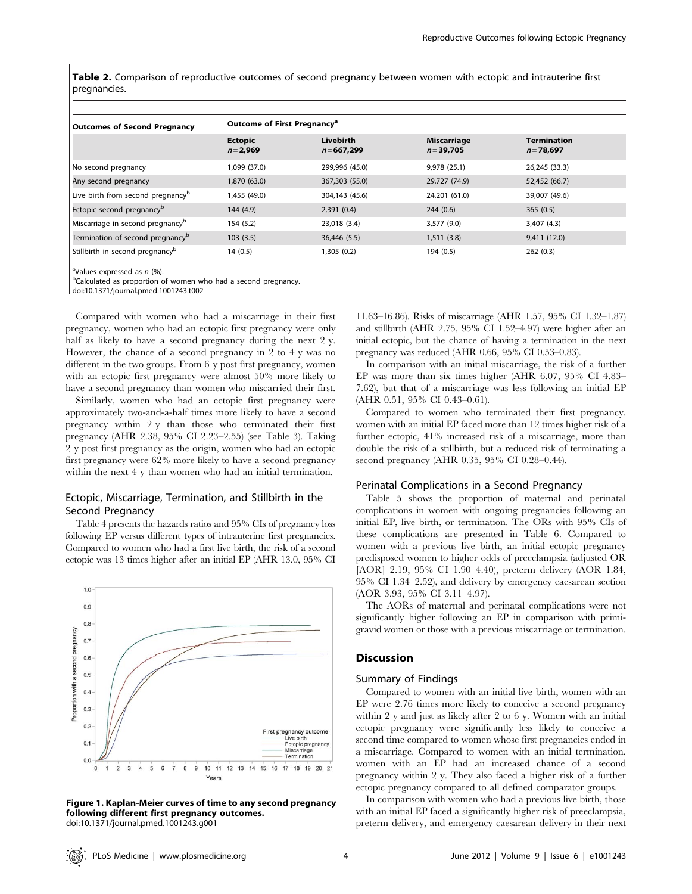**Table 2.** Comparison of reproductive outcomes of second pregnancy between women with ectopic and intrauterine first pregnancies.

| Outcomes of Second Pregnancy | Outcome of First Pregnancy[a] | | | |
|---|---|---|---|---|
| | Ectopic n = 2,969 | Livebirth n = 667,299 | Miscarriage n = 39,705 | Termination n = 78,697 |
| No second pregnancy | 1,099 (37.0) | 299,996 (45.0) | 9,978 (25.1) | 26,245 (33.3) |
| Any second pregnancy | 1,870 (63.0) | 367,303 (55.0) | 29,727 (74.9) | 52,452 (66.7) |
| Live birth from second pregnancy[b] | 1,455 (49.0) | 304,143 (45.6) | 24,201 (61.0) | 39,007 (49.6) |
| Ectopic second pregnancy[b] | 144 (4.9) | 2,391 (0.4) | 244 (0.6) | 365 (0.5) |
| Miscarriage in second pregnancy[b] | 154 (5.2) | 23,018 (3.4) | 3,577 (9.0) | 3,407 (4.3) |
| Termination of second pregnancy[b] | 103 (3.5) | 36,446 (5.5) | 1,511 (3.8) | 9,411 (12.0) |
| Stillbirth in second pregnancy[b] | 14 (0.5) | 1,305 (0.2) | 194 (0.5) | 262 (0.3) |

[a]Values expressed as n (%).
[b]Calculated as proportion of women who had a second pregnancy.
doi:10.1371/journal.pmed.1001243.t002

Compared with women who had a miscarriage in their first pregnancy, women who had an ectopic first pregnancy were only half as likely to have a second pregnancy during the next 2 y. However, the chance of a second pregnancy in 2 to 4 y was no different in the two groups. From 6 y post first pregnancy, women with an ectopic first pregnancy were almost 50% more likely to have a second pregnancy than women who miscarried their first.

Similarly, women who had an ectopic first pregnancy were approximately two-and-a-half times more likely to have a second pregnancy within 2 y than those who terminated their first pregnancy (AHR 2.38, 95% CI 2.23–2.55) (see Table 3). Taking 2 y post first pregnancy as the origin, women who had an ectopic first pregnancy were 62% more likely to have a second pregnancy within the next 4 y than women who had an initial termination.

## Ectopic, Miscarriage, Termination, and Stillbirth in the Second Pregnancy

Table 4 presents the hazards ratios and 95% CIs of pregnancy loss following EP versus different types of intrauterine first pregnancies. Compared to women who had a first live birth, the risk of a second ectopic was 13 times higher after an initial EP (AHR 13.0, 95% CI 11.63–16.86). Risks of miscarriage (AHR 1.57, 95% CI 1.32–1.87) and stillbirth (AHR 2.75, 95% CI 1.52–4.97) were higher after an initial ectopic, but the chance of having a termination in the next pregnancy was reduced (AHR 0.66, 95% CI 0.53–0.83).

In comparison with an initial miscarriage, the risk of a further EP was more than six times higher (AHR 6.07, 95% CI 4.83–7.62), but that of a miscarriage was less following an initial EP (AHR 0.51, 95% CI 0.43–0.61).

Compared to women who terminated their first pregnancy, women with an initial EP faced more than 12 times higher risk of a further ectopic, 41% increased risk of a miscarriage, more than double the risk of a stillbirth, but a reduced risk of terminating a second pregnancy (AHR 0.35, 95% CI 0.28–0.44).

**Figure 1. Kaplan-Meier curves of time to any second pregnancy following different first pregnancy outcomes.**
doi:10.1371/journal.pmed.1001243.g001

## Perinatal Complications in a Second Pregnancy

Table 5 shows the proportion of maternal and perinatal complications in women with ongoing pregnancies following an initial EP, live birth, or termination. The ORs with 95% CIs of these complications are presented in Table 6. Compared to women with a previous live birth, an initial ectopic pregnancy predisposed women to higher odds of preeclampsia (adjusted OR [AOR] 2.19, 95% CI 1.90–4.40), preterm delivery (AOR 1.84, 95% CI 1.34–2.52), and delivery by emergency caesarean section (AOR 3.93, 95% CI 3.11–4.97).

The AORs of maternal and perinatal complications were not significantly higher following an EP in comparison with primigravid women or those with a previous miscarriage or termination.

# Discussion

## Summary of Findings

Compared to women with an initial live birth, women with an EP were 2.76 times more likely to conceive a second pregnancy within 2 y and just as likely after 2 to 6 y. Women with an initial ectopic pregnancy were significantly less likely to conceive a second time compared to women whose first pregnancies ended in a miscarriage. Compared to women with an initial termination, women with an EP had an increased chance of a second pregnancy within 2 y. They also faced a higher risk of a further ectopic pregnancy compared to all defined comparator groups.

In comparison with women who had a previous live birth, those with an initial EP faced a significantly higher risk of preeclampsia, preterm delivery, and emergency caesarean delivery in their next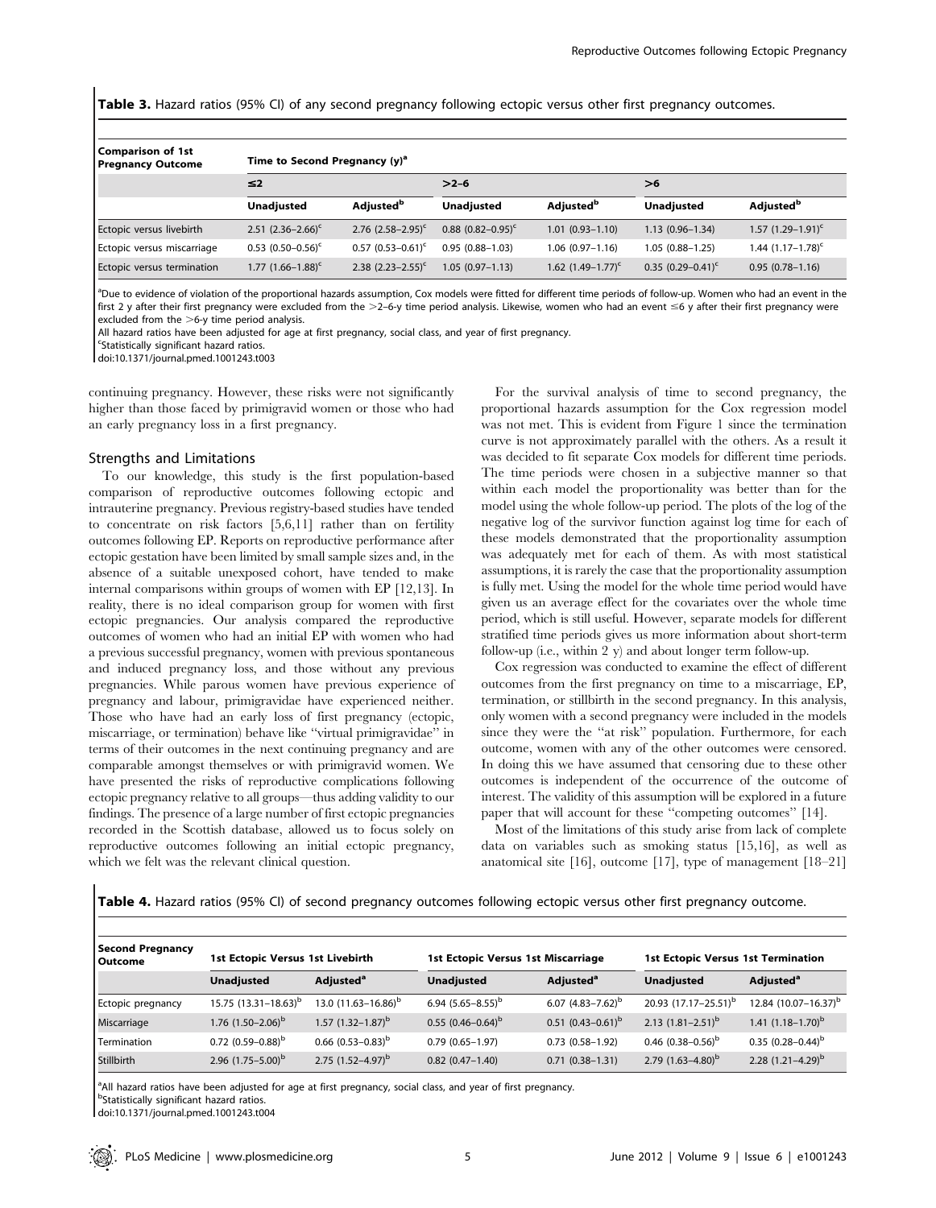**Table 3.** Hazard ratios (95% CI) of any second pregnancy following ectopic versus other first pregnancy outcomes.

| Comparison of 1st Pregnancy Outcome | Time to Second Pregnancy (y)[a] | | | | | |
|---|---|---|---|---|---|---|
| | ≤2 | | >2–6 | | >6 | |
| | Unadjusted | Adjusted[b] | Unadjusted | Adjusted[b] | Unadjusted | Adjusted[b] |
| Ectopic versus livebirth | 2.51 (2.36–2.66)[c] | 2.76 (2.58–2.95)[c] | 0.88 (0.82–0.95)[c] | 1.01 (0.93–1.10) | 1.13 (0.96–1.34) | 1.57 (1.29–1.91)[c] |
| Ectopic versus miscarriage | 0.53 (0.50–0.56)[c] | 0.57 (0.53–0.61)[c] | 0.95 (0.88–1.03) | 1.06 (0.97–1.16) | 1.05 (0.88–1.25) | 1.44 (1.17–1.78)[c] |
| Ectopic versus termination | 1.77 (1.66–1.88)[c] | 2.38 (2.23–2.55)[c] | 1.05 (0.97–1.13) | 1.62 (1.49–1.77)[c] | 0.35 (0.29–0.41)[c] | 0.95 (0.78–1.16) |

[a]Due to evidence of violation of the proportional hazards assumption, Cox models were fitted for different time periods of follow-up. Women who had an event in the first 2 y after their first pregnancy were excluded from the >2–6-y time period analysis. Likewise, women who had an event ≤6 y after their first pregnancy were excluded from the >6-y time period analysis.

All hazard ratios have been adjusted for age at first pregnancy, social class, and year of first pregnancy.

[c]Statistically significant hazard ratios.

doi:10.1371/journal.pmed.1001243.t003

continuing pregnancy. However, these risks were not significantly higher than those faced by primigravid women or those who had an early pregnancy loss in a first pregnancy.

## Strengths and Limitations

To our knowledge, this study is the first population-based comparison of reproductive outcomes following ectopic and intrauterine pregnancy. Previous registry-based studies have tended to concentrate on risk factors [5,6,11] rather than on fertility outcomes following EP. Reports on reproductive performance after ectopic gestation have been limited by small sample sizes and, in the absence of a suitable unexposed cohort, have tended to make internal comparisons within groups of women with EP [12,13]. In reality, there is no ideal comparison group for women with first ectopic pregnancies. Our analysis compared the reproductive outcomes of women who had an initial EP with women who had a previous successful pregnancy, women with previous spontaneous and induced pregnancy loss, and those without any previous pregnancies. While parous women have previous experience of pregnancy and labour, primigravidae have experienced neither. Those who have had an early loss of first pregnancy (ectopic, miscarriage, or termination) behave like "virtual primigravidae" in terms of their outcomes in the next continuing pregnancy and are comparable amongst themselves or with primigravid women. We have presented the risks of reproductive complications following ectopic pregnancy relative to all groups—thus adding validity to our findings. The presence of a large number of first ectopic pregnancies recorded in the Scottish database, allowed us to focus solely on reproductive outcomes following an initial ectopic pregnancy, which we felt was the relevant clinical question.

For the survival analysis of time to second pregnancy, the proportional hazards assumption for the Cox regression model was not met. This is evident from Figure 1 since the termination curve is not approximately parallel with the others. As a result it was decided to fit separate Cox models for different time periods. The time periods were chosen in a subjective manner so that within each model the proportionality was better than for the model using the whole follow-up period. The plots of the log of the negative log of the survivor function against log time for each of these models demonstrated that the proportionality assumption was adequately met for each of them. As with most statistical assumptions, it is rarely the case that the proportionality assumption is fully met. Using the model for the whole time period would have given us an average effect for the covariates over the whole time period, which is still useful. However, separate models for different stratified time periods gives us more information about short-term follow-up (i.e., within 2 y) and about longer term follow-up.

Cox regression was conducted to examine the effect of different outcomes from the first pregnancy on time to a miscarriage, EP, termination, or stillbirth in the second pregnancy. In this analysis, only women with a second pregnancy were included in the models since they were the "at risk" population. Furthermore, for each outcome, women with any of the other outcomes were censored. In doing this we have assumed that censoring due to these other outcomes is independent of the occurrence of the outcome of interest. The validity of this assumption will be explored in a future paper that will account for these "competing outcomes" [14].

Most of the limitations of this study arise from lack of complete data on variables such as smoking status [15,16], as well as anatomical site [16], outcome [17], type of management [18–21]

**Table 4.** Hazard ratios (95% CI) of second pregnancy outcomes following ectopic versus other first pregnancy outcome.

| Second Pregnancy Outcome | 1st Ectopic Versus 1st Livebirth | | 1st Ectopic Versus 1st Miscarriage | | 1st Ectopic Versus 1st Termination | |
|---|---|---|---|---|---|---|
| | Unadjusted | Adjusted[a] | Unadjusted | Adjusted[a] | Unadjusted | Adjusted[a] |
| Ectopic pregnancy | 15.75 (13.31–18.63)[b] | 13.0 (11.63–16.86)[b] | 6.94 (5.65–8.55)[b] | 6.07 (4.83–7.62)[b] | 20.93 (17.17–25.51)[b] | 12.84 (10.07–16.37)[b] |
| Miscarriage | 1.76 (1.50–2.06)[b] | 1.57 (1.32–1.87)[b] | 0.55 (0.46–0.64)[b] | 0.51 (0.43–0.61)[b] | 2.13 (1.81–2.51)[b] | 1.41 (1.18–1.70)[b] |
| Termination | 0.72 (0.59–0.88)[b] | 0.66 (0.53–0.83)[b] | 0.79 (0.65–1.97) | 0.73 (0.58–1.92) | 0.46 (0.38–0.56)[b] | 0.35 (0.28–0.44)[b] |
| Stillbirth | 2.96 (1.75–5.00)[b] | 2.75 (1.52–4.97)[b] | 0.82 (0.47–1.40) | 0.71 (0.38–1.31) | 2.79 (1.63–4.80)[b] | 2.28 (1.21–4.29)[b] |

[a]All hazard ratios have been adjusted for age at first pregnancy, social class, and year of first pregnancy.

[b]Statistically significant hazard ratios.

doi:10.1371/journal.pmed.1001243.t004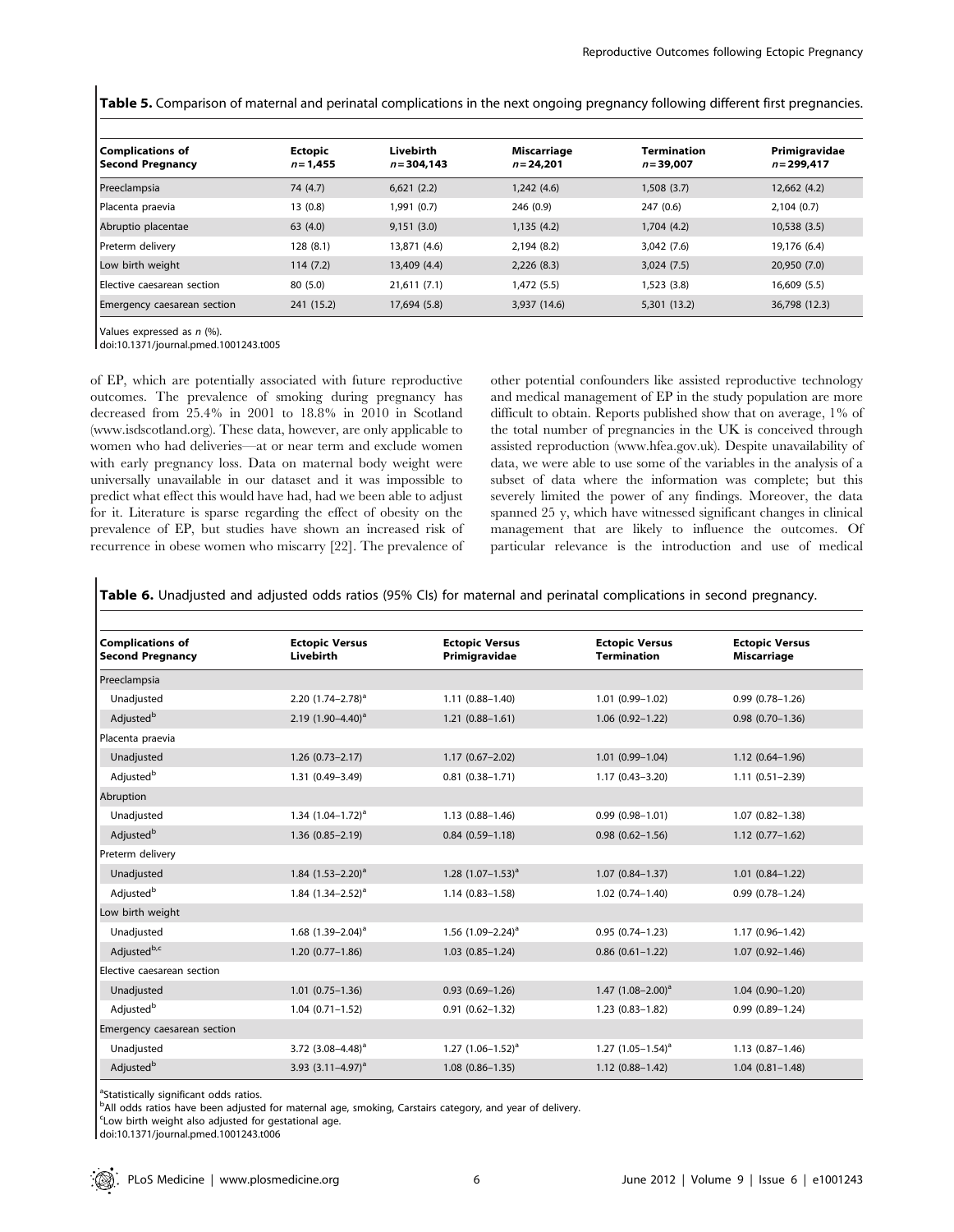**Table 5.** Comparison of maternal and perinatal complications in the next ongoing pregnancy following different first pregnancies.

| Complications of Second Pregnancy | Ectopic $n = 1,455$ | Livebirth $n = 304,143$ | Miscarriage $n = 24,201$ | Termination $n = 39,007$ | Primigravidae $n = 299,417$ |
|---|---|---|---|---|---|
| Preeclampsia | 74 (4.7) | 6,621 (2.2) | 1,242 (4.6) | 1,508 (3.7) | 12,662 (4.2) |
| Placenta praevia | 13 (0.8) | 1,991 (0.7) | 246 (0.9) | 247 (0.6) | 2,104 (0.7) |
| Abruptio placentae | 63 (4.0) | 9,151 (3.0) | 1,135 (4.2) | 1,704 (4.2) | 10,538 (3.5) |
| Preterm delivery | 128 (8.1) | 13,871 (4.6) | 2,194 (8.2) | 3,042 (7.6) | 19,176 (6.4) |
| Low birth weight | 114 (7.2) | 13,409 (4.4) | 2,226 (8.3) | 3,024 (7.5) | 20,950 (7.0) |
| Elective caesarean section | 80 (5.0) | 21,611 (7.1) | 1,472 (5.5) | 1,523 (3.8) | 16,609 (5.5) |
| Emergency caesarean section | 241 (15.2) | 17,694 (5.8) | 3,937 (14.6) | 5,301 (13.2) | 36,798 (12.3) |

Values expressed as *n* (%).
doi:10.1371/journal.pmed.1001243.t005

of EP, which are potentially associated with future reproductive outcomes. The prevalence of smoking during pregnancy has decreased from 25.4% in 2001 to 18.8% in 2010 in Scotland (www.isdscotland.org). These data, however, are only applicable to women who had deliveries—at or near term and exclude women with early pregnancy loss. Data on maternal body weight were universally unavailable in our dataset and it was impossible to predict what effect this would have had, had we been able to adjust for it. Literature is sparse regarding the effect of obesity on the prevalence of EP, but studies have shown an increased risk of recurrence in obese women who miscarry [22]. The prevalence of other potential confounders like assisted reproductive technology and medical management of EP in the study population are more difficult to obtain. Reports published show that on average, 1% of the total number of pregnancies in the UK is conceived through assisted reproduction (www.hfea.gov.uk). Despite unavailability of data, we were able to use some of the variables in the analysis of a subset of data where the information was complete; but this severely limited the power of any findings. Moreover, the data spanned 25 y, which have witnessed significant changes in clinical management that are likely to influence the outcomes. Of particular relevance is the introduction and use of medical

**Table 6.** Unadjusted and adjusted odds ratios (95% CIs) for maternal and perinatal complications in second pregnancy.

| Complications of Second Pregnancy | Ectopic Versus Livebirth | Ectopic Versus Primigravidae | Ectopic Versus Termination | Ectopic Versus Miscarriage |
|---|---|---|---|---|
| Preeclampsia | | | | |
| Unadjusted | 2.20 (1.74–2.78)[a] | 1.11 (0.88–1.40) | 1.01 (0.99–1.02) | 0.99 (0.78–1.26) |
| Adjusted[b] | 2.19 (1.90–4.40)[a] | 1.21 (0.88–1.61) | 1.06 (0.92–1.22) | 0.98 (0.70–1.36) |
| Placenta praevia | | | | |
| Unadjusted | 1.26 (0.73–2.17) | 1.17 (0.67–2.02) | 1.01 (0.99–1.04) | 1.12 (0.64–1.96) |
| Adjusted[b] | 1.31 (0.49–3.49) | 0.81 (0.38–1.71) | 1.17 (0.43–3.20) | 1.11 (0.51–2.39) |
| Abruption | | | | |
| Unadjusted | 1.34 (1.04–1.72)[a] | 1.13 (0.88–1.46) | 0.99 (0.98–1.01) | 1.07 (0.82–1.38) |
| Adjusted[b] | 1.36 (0.85–2.19) | 0.84 (0.59–1.18) | 0.98 (0.62–1.56) | 1.12 (0.77–1.62) |
| Preterm delivery | | | | |
| Unadjusted | 1.84 (1.53–2.20)[a] | 1.28 (1.07–1.53)[a] | 1.07 (0.84–1.37) | 1.01 (0.84–1.22) |
| Adjusted[b] | 1.84 (1.34–2.52)[a] | 1.14 (0.83–1.58) | 1.02 (0.74–1.40) | 0.99 (0.78–1.24) |
| Low birth weight | | | | |
| Unadjusted | 1.68 (1.39–2.04)[a] | 1.56 (1.09–2.24)[a] | 0.95 (0.74–1.23) | 1.17 (0.96–1.42) |
| Adjusted[b,c] | 1.20 (0.77–1.86) | 1.03 (0.85–1.24) | 0.86 (0.61–1.22) | 1.07 (0.92–1.46) |
| Elective caesarean section | | | | |
| Unadjusted | 1.01 (0.75–1.36) | 0.93 (0.69–1.26) | 1.47 (1.08–2.00)[a] | 1.04 (0.90–1.20) |
| Adjusted[b] | 1.04 (0.71–1.52) | 0.91 (0.62–1.32) | 1.23 (0.83–1.82) | 0.99 (0.89–1.24) |
| Emergency caesarean section | | | | |
| Unadjusted | 3.72 (3.08–4.48)[a] | 1.27 (1.06–1.52)[a] | 1.27 (1.05–1.54)[a] | 1.13 (0.87–1.46) |
| Adjusted[b] | 3.93 (3.11–4.97)[a] | 1.08 (0.86–1.35) | 1.12 (0.88–1.42) | 1.04 (0.81–1.48) |

[a]Statistically significant odds ratios.
[b]All odds ratios have been adjusted for maternal age, smoking, Carstairs category, and year of delivery.
[c]Low birth weight also adjusted for gestational age.
doi:10.1371/journal.pmed.1001243.t006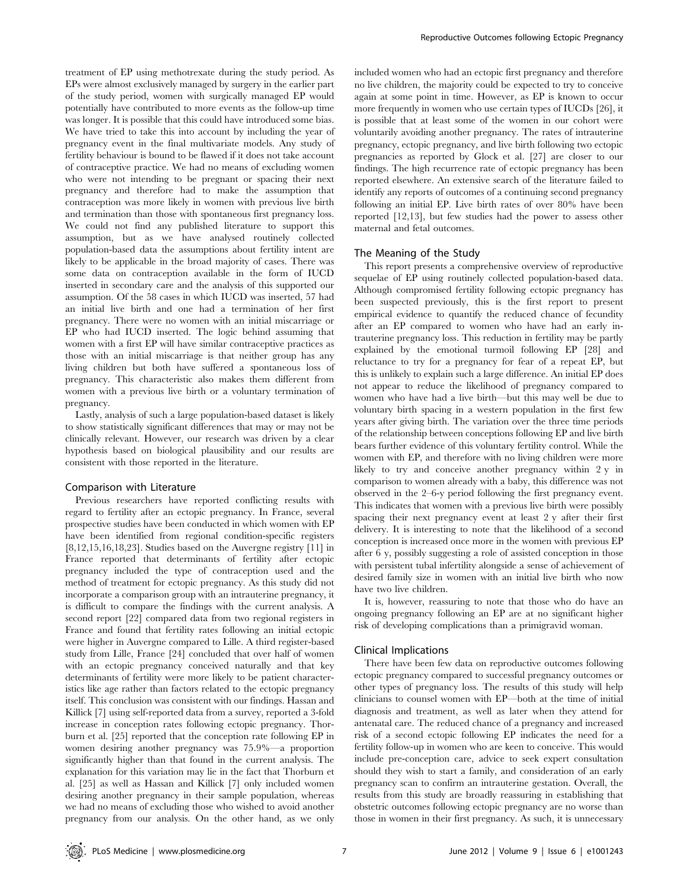treatment of EP using methotrexate during the study period. As EPs were almost exclusively managed by surgery in the earlier part of the study period, women with surgically managed EP would potentially have contributed to more events as the follow-up time was longer. It is possible that this could have introduced some bias. We have tried to take this into account by including the year of pregnancy event in the final multivariate models. Any study of fertility behaviour is bound to be flawed if it does not take account of contraceptive practice. We had no means of excluding women who were not intending to be pregnant or spacing their next pregnancy and therefore had to make the assumption that contraception was more likely in women with previous live birth and termination than those with spontaneous first pregnancy loss. We could not find any published literature to support this assumption, but as we have analysed routinely collected population-based data the assumptions about fertility intent are likely to be applicable in the broad majority of cases. There was some data on contraception available in the form of IUCD inserted in secondary care and the analysis of this supported our assumption. Of the 58 cases in which IUCD was inserted, 57 had an initial live birth and one had a termination of her first pregnancy. There were no women with an initial miscarriage or EP who had IUCD inserted. The logic behind assuming that women with a first EP will have similar contraceptive practices as those with an initial miscarriage is that neither group has any living children but both have suffered a spontaneous loss of pregnancy. This characteristic also makes them different from women with a previous live birth or a voluntary termination of pregnancy.

Lastly, analysis of such a large population-based dataset is likely to show statistically significant differences that may or may not be clinically relevant. However, our research was driven by a clear hypothesis based on biological plausibility and our results are consistent with those reported in the literature.

### Comparison with Literature

Previous researchers have reported conflicting results with regard to fertility after an ectopic pregnancy. In France, several prospective studies have been conducted in which women with EP have been identified from regional condition-specific registers [8,12,15,16,18,23]. Studies based on the Auvergne registry [11] in France reported that determinants of fertility after ectopic pregnancy included the type of contraception used and the method of treatment for ectopic pregnancy. As this study did not incorporate a comparison group with an intrauterine pregnancy, it is difficult to compare the findings with the current analysis. A second report [22] compared data from two regional registers in France and found that fertility rates following an initial ectopic were higher in Auvergne compared to Lille. A third register-based study from Lille, France [24] concluded that over half of women with an ectopic pregnancy conceived naturally and that key determinants of fertility were more likely to be patient characteristics like age rather than factors related to the ectopic pregnancy itself. This conclusion was consistent with our findings. Hassan and Killick [7] using self-reported data from a survey, reported a 3-fold increase in conception rates following ectopic pregnancy. Thorburn et al. [25] reported that the conception rate following EP in women desiring another pregnancy was 75.9%—a proportion significantly higher than that found in the current analysis. The explanation for this variation may lie in the fact that Thorburn et al. [25] as well as Hassan and Killick [7] only included women desiring another pregnancy in their sample population, whereas we had no means of excluding those who wished to avoid another pregnancy from our analysis. On the other hand, as we only included women who had an ectopic first pregnancy and therefore no live children, the majority could be expected to try to conceive again at some point in time. However, as EP is known to occur more frequently in women who use certain types of IUCDs [26], it is possible that at least some of the women in our cohort were voluntarily avoiding another pregnancy. The rates of intrauterine pregnancy, ectopic pregnancy, and live birth following two ectopic pregnancies as reported by Glock et al. [27] are closer to our findings. The high recurrence rate of ectopic pregnancy has been reported elsewhere. An extensive search of the literature failed to identify any reports of outcomes of a continuing second pregnancy following an initial EP. Live birth rates of over 80% have been reported [12,13], but few studies had the power to assess other maternal and fetal outcomes.

### The Meaning of the Study

This report presents a comprehensive overview of reproductive sequelae of EP using routinely collected population-based data. Although compromised fertility following ectopic pregnancy has been suspected previously, this is the first report to present empirical evidence to quantify the reduced chance of fecundity after an EP compared to women who have had an early intrauterine pregnancy loss. This reduction in fertility may be partly explained by the emotional turmoil following EP [28] and reluctance to try for a pregnancy for fear of a repeat EP, but this is unlikely to explain such a large difference. An initial EP does not appear to reduce the likelihood of pregnancy compared to women who have had a live birth—but this may well be due to voluntary birth spacing in a western population in the first few years after giving birth. The variation over the three time periods of the relationship between conceptions following EP and live birth bears further evidence of this voluntary fertility control. While the women with EP, and therefore with no living children were more likely to try and conceive another pregnancy within 2 y in comparison to women already with a baby, this difference was not observed in the 2–6-y period following the first pregnancy event. This indicates that women with a previous live birth were possibly spacing their next pregnancy event at least 2 y after their first delivery. It is interesting to note that the likelihood of a second conception is increased once more in the women with previous EP after 6 y, possibly suggesting a role of assisted conception in those with persistent tubal infertility alongside a sense of achievement of desired family size in women with an initial live birth who now have two live children.

It is, however, reassuring to note that those who do have an ongoing pregnancy following an EP are at no significant higher risk of developing complications than a primigravid woman.

### Clinical Implications

There have been few data on reproductive outcomes following ectopic pregnancy compared to successful pregnancy outcomes or other types of pregnancy loss. The results of this study will help clinicians to counsel women with EP—both at the time of initial diagnosis and treatment, as well as later when they attend for antenatal care. The reduced chance of a pregnancy and increased risk of a second ectopic following EP indicates the need for a fertility follow-up in women who are keen to conceive. This would include pre-conception care, advice to seek expert consultation should they wish to start a family, and consideration of an early pregnancy scan to confirm an intrauterine gestation. Overall, the results from this study are broadly reassuring in establishing that obstetric outcomes following ectopic pregnancy are no worse than those in women in their first pregnancy. As such, it is unnecessary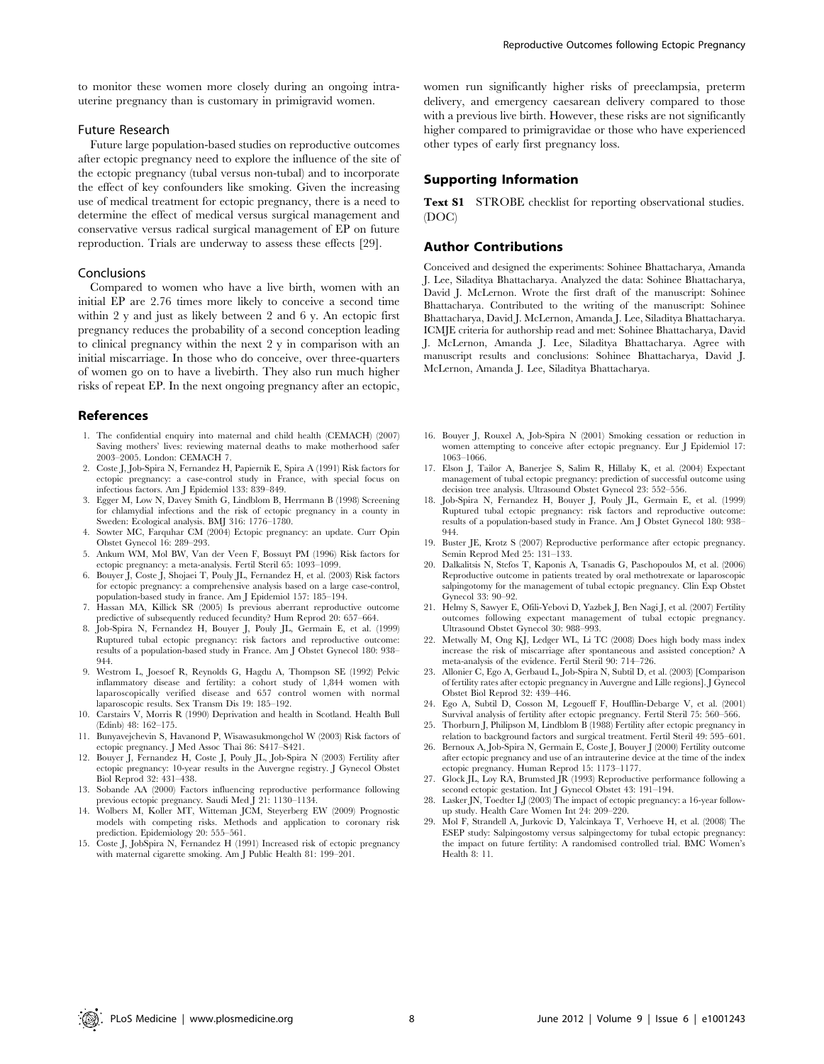to monitor these women more closely during an ongoing intrauterine pregnancy than is customary in primigravid women.

### Future Research

Future large population-based studies on reproductive outcomes after ectopic pregnancy need to explore the influence of the site of the ectopic pregnancy (tubal versus non-tubal) and to incorporate the effect of key confounders like smoking. Given the increasing use of medical treatment for ectopic pregnancy, there is a need to determine the effect of medical versus surgical management and conservative versus radical surgical management of EP on future reproduction. Trials are underway to assess these effects [29].

### Conclusions

Compared to women who have a live birth, women with an initial EP are 2.76 times more likely to conceive a second time within 2 y and just as likely between 2 and 6 y. An ectopic first pregnancy reduces the probability of a second conception leading to clinical pregnancy within the next 2 y in comparison with an initial miscarriage. In those who do conceive, over three-quarters of women go on to have a livebirth. They also run much higher risks of repeat EP. In the next ongoing pregnancy after an ectopic, women run significantly higher risks of preeclampsia, preterm delivery, and emergency caesarean delivery compared to those with a previous live birth. However, these risks are not significantly higher compared to primigravidae or those who have experienced other types of early first pregnancy loss.

## Supporting Information

**Text S1** STROBE checklist for reporting observational studies. (DOC)

## Author Contributions

Conceived and designed the experiments: Sohinee Bhattacharya, Amanda J. Lee, Siladitya Bhattacharya. Analyzed the data: Sohinee Bhattacharya, David J. McLernon. Wrote the first draft of the manuscript: Sohinee Bhattacharya. Contributed to the writing of the manuscript: Sohinee Bhattacharya, David J. McLernon, Amanda J. Lee, Siladitya Bhattacharya. ICMJE criteria for authorship read and met: Sohinee Bhattacharya, David J. McLernon, Amanda J. Lee, Siladitya Bhattacharya. Agree with manuscript results and conclusions: Sohinee Bhattacharya, David J. McLernon, Amanda J. Lee, Siladitya Bhattacharya.

## References

1. The confidential enquiry into maternal and child health (CEMACH) (2007) Saving mothers' lives: reviewing maternal deaths to make motherhood safer 2003–2005. London: CEMACH 7.
2. Coste J, Job-Spira N, Fernandez H, Papiernik E, Spira A (1991) Risk factors for ectopic pregnancy: a case-control study in France, with special focus on infectious factors. Am J Epidemiol 133: 839–849.
3. Egger M, Low N, Davey Smith G, Lindblom B, Herrmann B (1998) Screening for chlamydial infections and the risk of ectopic pregnancy in a county in Sweden: Ecological analysis. BMJ 316: 1776–1780.
4. Sowter MC, Farquhar CM (2004) Ectopic pregnancy: an update. Curr Opin Obstet Gynecol 16: 289–293.
5. Ankum WM, Mol BW, Van der Veen F, Bossuyt PM (1996) Risk factors for ectopic pregnancy: a meta-analysis. Fertil Steril 65: 1093–1099.
6. Bouyer J, Coste J, Shojaei T, Pouly JL, Fernandez H, et al. (2003) Risk factors for ectopic pregnancy: a comprehensive analysis based on a large case-control, population-based study in france. Am J Epidemiol 157: 185–194.
7. Hassan MA, Killick SR (2005) Is previous aberrant reproductive outcome predictive of subsequently reduced fecundity? Hum Reprod 20: 657–664.
8. Job-Spira N, Fernandez H, Bouyer J, Pouly JL, Germain E, et al. (1999) Ruptured tubal ectopic pregnancy: risk factors and reproductive outcome: results of a population-based study in France. Am J Obstet Gynecol 180: 938–944.
9. Westrom L, Joesoef R, Reynolds G, Hagdu A, Thompson SE (1992) Pelvic inflammatory disease and fertility: a cohort study of 1,844 women with laparoscopically verified disease and 657 control women with normal laparoscopic results. Sex Transm Dis 19: 185–192.
10. Carstairs V, Morris R (1990) Deprivation and health in Scotland. Health Bull (Edinb) 48: 162–175.
11. Bunyavejchevin S, Havanond P, Wisawasukmongchol W (2003) Risk factors of ectopic pregnancy. J Med Assoc Thai 86: S417–S421.
12. Bouyer J, Fernandez H, Coste J, Pouly JL, Job-Spira N (2003) Fertility after ectopic pregnancy: 10-year results in the Auvergne registry. J Gynecol Obstet Biol Reprod 32: 431–438.
13. Sobande AA (2000) Factors influencing reproductive performance following previous ectopic pregnancy. Saudi Med J 21: 1130–1134.
14. Wolbers M, Koller MT, Witteman JCM, Steyerberg EW (2009) Prognostic models with competing risks. Methods and application to coronary risk prediction. Epidemiology 20: 555–561.
15. Coste J, JobSpira N, Fernandez H (1991) Increased risk of ectopic pregnancy with maternal cigarette smoking. Am J Public Health 81: 199–201.
16. Bouyer J, Rouxel A, Job-Spira N (2001) Smoking cessation or reduction in women attempting to conceive after ectopic pregnancy. Eur J Epidemiol 17: 1063–1066.
17. Elson J, Tailor A, Banerjee S, Salim R, Hillaby K, et al. (2004) Expectant management of tubal ectopic pregnancy: prediction of successful outcome using decision tree analysis. Ultrasound Obstet Gynecol 23: 552–556.
18. Job-Spira N, Fernandez H, Bouyer J, Pouly JL, Germain E, et al. (1999) Ruptured tubal ectopic pregnancy: risk factors and reproductive outcome: results of a population-based study in France. Am J Obstet Gynecol 180: 938–944.
19. Buster JE, Krotz S (2007) Reproductive performance after ectopic pregnancy. Semin Reprod Med 25: 131–133.
20. Dalkalitsis N, Stefos T, Kaponis A, Tsanadis G, Paschopoulos M, et al. (2006) Reproductive outcome in patients treated by oral methotrexate or laparoscopic salpingotomy for the management of tubal ectopic pregnancy. Clin Exp Obstet Gynecol 33: 90–92.
21. Helmy S, Sawyer E, Ofili-Yebovi D, Yazbek J, Ben Nagi J, et al. (2007) Fertility outcomes following expectant management of tubal ectopic pregnancy. Ultrasound Obstet Gynecol 30: 988–993.
22. Metwally M, Ong KJ, Ledger WL, Li TC (2008) Does high body mass index increase the risk of miscarriage after spontaneous and assisted conception? A meta-analysis of the evidence. Fertil Steril 90: 714–726.
23. Allonier C, Ego A, Gerbaud L, Job-Spira N, Subtil D, et al. (2003) [Comparison of fertility rates after ectopic pregnancy in Auvergne and Lille regions]. J Gynecol Obstet Biol Reprod 32: 439–446.
24. Ego A, Subtil D, Cosson M, Legoueff F, Houfflin-Debarge V, et al. (2001) Survival analysis of fertility after ectopic pregnancy. Fertil Steril 75: 560–566.
25. Thorburn J, Philipson M, Lindblom B (1988) Fertility after ectopic pregnancy in relation to background factors and surgical treatment. Fertil Steril 49: 595–601.
26. Bernoux A, Job-Spira N, Germain E, Coste J, Bouyer J (2000) Fertility outcome after ectopic pregnancy and use of an intrauterine device at the time of the index ectopic pregnancy. Human Reprod 15: 1173–1177.
27. Glock JL, Loy RA, Brumsted JR (1993) Reproductive performance following a second ectopic gestation. Int J Gynecol Obstet 43: 191–194.
28. Lasker JN, Toedter LJ (2003) The impact of ectopic pregnancy: a 16-year follow-up study. Health Care Women Int 24: 209–220.
29. Mol F, Strandell A, Jurkovic D, Yalcinkaya T, Verhoeve H, et al. (2008) The ESEP study: Salpingostomy versus salpingectomy for tubal ectopic pregnancy: the impact on future fertility: A randomised controlled trial. BMC Women's Health 8: 11.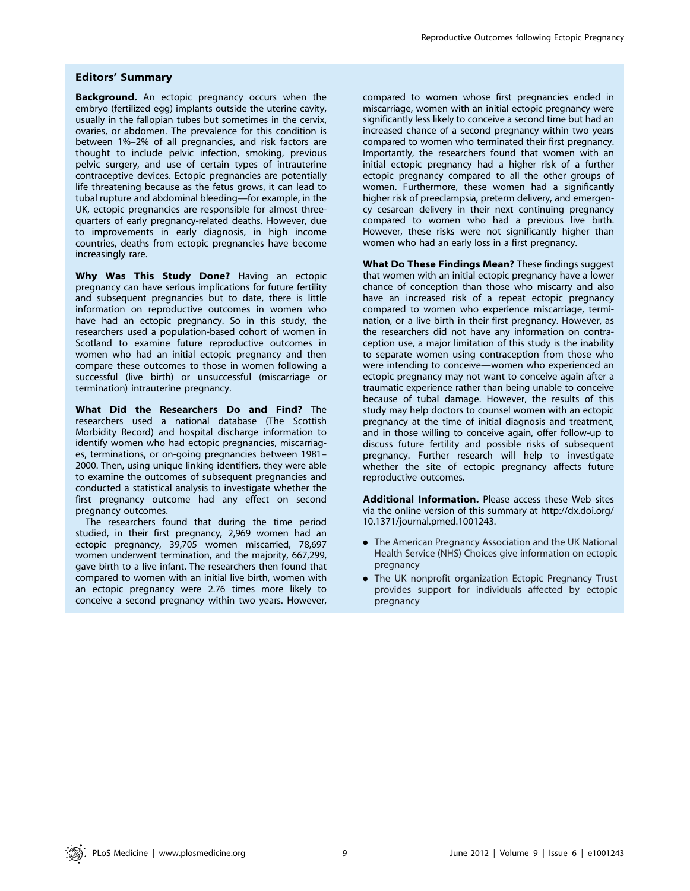## Editors' Summary

**Background.** An ectopic pregnancy occurs when the embryo (fertilized egg) implants outside the uterine cavity, usually in the fallopian tubes but sometimes in the cervix, ovaries, or abdomen. The prevalence for this condition is between 1%–2% of all pregnancies, and risk factors are thought to include pelvic infection, smoking, previous pelvic surgery, and use of certain types of intrauterine contraceptive devices. Ectopic pregnancies are potentially life threatening because as the fetus grows, it can lead to tubal rupture and abdominal bleeding—for example, in the UK, ectopic pregnancies are responsible for almost three-quarters of early pregnancy-related deaths. However, due to improvements in early diagnosis, in high income countries, deaths from ectopic pregnancies have become increasingly rare.

**Why Was This Study Done?** Having an ectopic pregnancy can have serious implications for future fertility and subsequent pregnancies but to date, there is little information on reproductive outcomes in women who have had an ectopic pregnancy. So in this study, the researchers used a population-based cohort of women in Scotland to examine future reproductive outcomes in women who had an initial ectopic pregnancy and then compare these outcomes to those in women following a successful (live birth) or unsuccessful (miscarriage or termination) intrauterine pregnancy.

**What Did the Researchers Do and Find?** The researchers used a national database (The Scottish Morbidity Record) and hospital discharge information to identify women who had ectopic pregnancies, miscarriages, terminations, or on-going pregnancies between 1981–2000. Then, using unique linking identifiers, they were able to examine the outcomes of subsequent pregnancies and conducted a statistical analysis to investigate whether the first pregnancy outcome had any effect on second pregnancy outcomes.

The researchers found that during the time period studied, in their first pregnancy, 2,969 women had an ectopic pregnancy, 39,705 women miscarried, 78,697 women underwent termination, and the majority, 667,299, gave birth to a live infant. The researchers then found that compared to women with an initial live birth, women with an ectopic pregnancy were 2.76 times more likely to conceive a second pregnancy within two years. However, compared to women whose first pregnancies ended in miscarriage, women with an initial ectopic pregnancy were significantly less likely to conceive a second time but had an increased chance of a second pregnancy within two years compared to women who terminated their first pregnancy. Importantly, the researchers found that women with an initial ectopic pregnancy had a higher risk of a further ectopic pregnancy compared to all the other groups of women. Furthermore, these women had a significantly higher risk of preeclampsia, preterm delivery, and emergency cesarean delivery in their next continuing pregnancy compared to women who had a previous live birth. However, these risks were not significantly higher than women who had an early loss in a first pregnancy.

**What Do These Findings Mean?** These findings suggest that women with an initial ectopic pregnancy have a lower chance of conception than those who miscarry and also have an increased risk of a repeat ectopic pregnancy compared to women who experience miscarriage, termination, or a live birth in their first pregnancy. However, as the researchers did not have any information on contraception use, a major limitation of this study is the inability to separate women using contraception from those who were intending to conceive—women who experienced an ectopic pregnancy may not want to conceive again after a traumatic experience rather than being unable to conceive because of tubal damage. However, the results of this study may help doctors to counsel women with an ectopic pregnancy at the time of initial diagnosis and treatment, and in those willing to conceive again, offer follow-up to discuss future fertility and possible risks of subsequent pregnancy. Further research will help to investigate whether the site of ectopic pregnancy affects future reproductive outcomes.

**Additional Information.** Please access these Web sites via the online version of this summary at http://dx.doi.org/10.1371/journal.pmed.1001243.

- The American Pregnancy Association and the UK National Health Service (NHS) Choices give information on ectopic pregnancy
- The UK nonprofit organization Ectopic Pregnancy Trust provides support for individuals affected by ectopic pregnancy